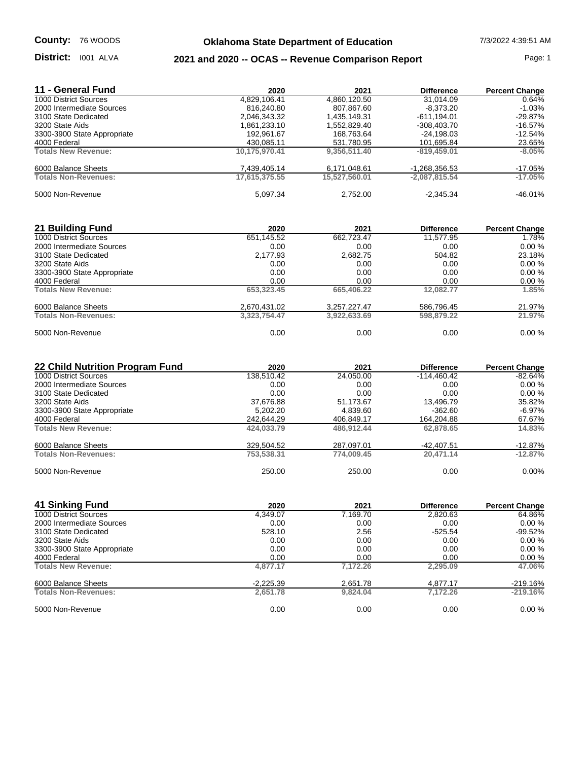**County:** 76 WOODS

**District:** I001 ALVA

# Oklahoma State Department of Education

## 2021 and 2020 -- OCAS -- Revenue Comparison Report

7/3/2022 4:39:51 AM

| 11 - General Fund | 2020 | 2021 | Difference | Percent Change |
|---|---|---|---|---|
| 1000 District Sources | 4,829,106.41 | 4,860,120.50 | 31,014.09 | 0.64% |
| 2000 Intermediate Sources | 816,240.80 | 807,867.60 | -8,373.20 | -1.03% |
| 3100 State Dedicated | 2,046,343.32 | 1,435,149.31 | -611,194.01 | -29.87% |
| 3200 State Aids | 1,861,233.10 | 1,552,829.40 | -308,403.70 | -16.57% |
| 3300-3900 State Appropriate | 192,961.67 | 168,763.64 | -24,198.03 | -12.54% |
| 4000 Federal | 430,085.11 | 531,780.95 | 101,695.84 | 23.65% |
| **Totals New Revenue:** | **10,175,970.41** | **9,356,511.40** | **-819,459.01** | **-8.05%** |
| 6000 Balance Sheets | 7,439,405.14 | 6,171,048.61 | -1,268,356.53 | -17.05% |
| **Totals Non-Revenues:** | **17,615,375.55** | **15,527,560.01** | **-2,087,815.54** | **-17.05%** |
| 5000 Non-Revenue | 5,097.34 | 2,752.00 | -2,345.34 | -46.01% |

| 21 Building Fund | 2020 | 2021 | Difference | Percent Change |
|---|---|---|---|---|
| 1000 District Sources | 651,145.52 | 662,723.47 | 11,577.95 | 1.78% |
| 2000 Intermediate Sources | 0.00 | 0.00 | 0.00 | 0.00 % |
| 3100 State Dedicated | 2,177.93 | 2,682.75 | 504.82 | 23.18% |
| 3200 State Aids | 0.00 | 0.00 | 0.00 | 0.00 % |
| 3300-3900 State Appropriate | 0.00 | 0.00 | 0.00 | 0.00 % |
| 4000 Federal | 0.00 | 0.00 | 0.00 | 0.00 % |
| **Totals New Revenue:** | **653,323.45** | **665,406.22** | **12,082.77** | **1.85%** |
| 6000 Balance Sheets | 2,670,431.02 | 3,257,227.47 | 586,796.45 | 21.97% |
| **Totals Non-Revenues:** | **3,323,754.47** | **3,922,633.69** | **598,879.22** | **21.97%** |
| 5000 Non-Revenue | 0.00 | 0.00 | 0.00 | 0.00 % |

| 22 Child Nutrition Program Fund | 2020 | 2021 | Difference | Percent Change |
|---|---|---|---|---|
| 1000 District Sources | 138,510.42 | 24,050.00 | -114,460.42 | -82.64% |
| 2000 Intermediate Sources | 0.00 | 0.00 | 0.00 | 0.00 % |
| 3100 State Dedicated | 0.00 | 0.00 | 0.00 | 0.00 % |
| 3200 State Aids | 37,676.88 | 51,173.67 | 13,496.79 | 35.82% |
| 3300-3900 State Appropriate | 5,202.20 | 4,839.60 | -362.60 | -6.97% |
| 4000 Federal | 242,644.29 | 406,849.17 | 164,204.88 | 67.67% |
| **Totals New Revenue:** | **424,033.79** | **486,912.44** | **62,878.65** | **14.83%** |
| 6000 Balance Sheets | 329,504.52 | 287,097.01 | -42,407.51 | -12.87% |
| **Totals Non-Revenues:** | **753,538.31** | **774,009.45** | **20,471.14** | **-12.87%** |
| 5000 Non-Revenue | 250.00 | 250.00 | 0.00 | 0.00% |

| 41 Sinking Fund | 2020 | 2021 | Difference | Percent Change |
|---|---|---|---|---|
| 1000 District Sources | 4,349.07 | 7,169.70 | 2,820.63 | 64.86% |
| 2000 Intermediate Sources | 0.00 | 0.00 | 0.00 | 0.00 % |
| 3100 State Dedicated | 528.10 | 2.56 | -525.54 | -99.52% |
| 3200 State Aids | 0.00 | 0.00 | 0.00 | 0.00 % |
| 3300-3900 State Appropriate | 0.00 | 0.00 | 0.00 | 0.00 % |
| 4000 Federal | 0.00 | 0.00 | 0.00 | 0.00 % |
| **Totals New Revenue:** | **4,877.17** | **7,172.26** | **2,295.09** | **47.06%** |
| 6000 Balance Sheets | -2,225.39 | 2,651.78 | 4,877.17 | -219.16% |
| **Totals Non-Revenues:** | **2,651.78** | **9,824.04** | **7,172.26** | **-219.16%** |
| 5000 Non-Revenue | 0.00 | 0.00 | 0.00 | 0.00 % |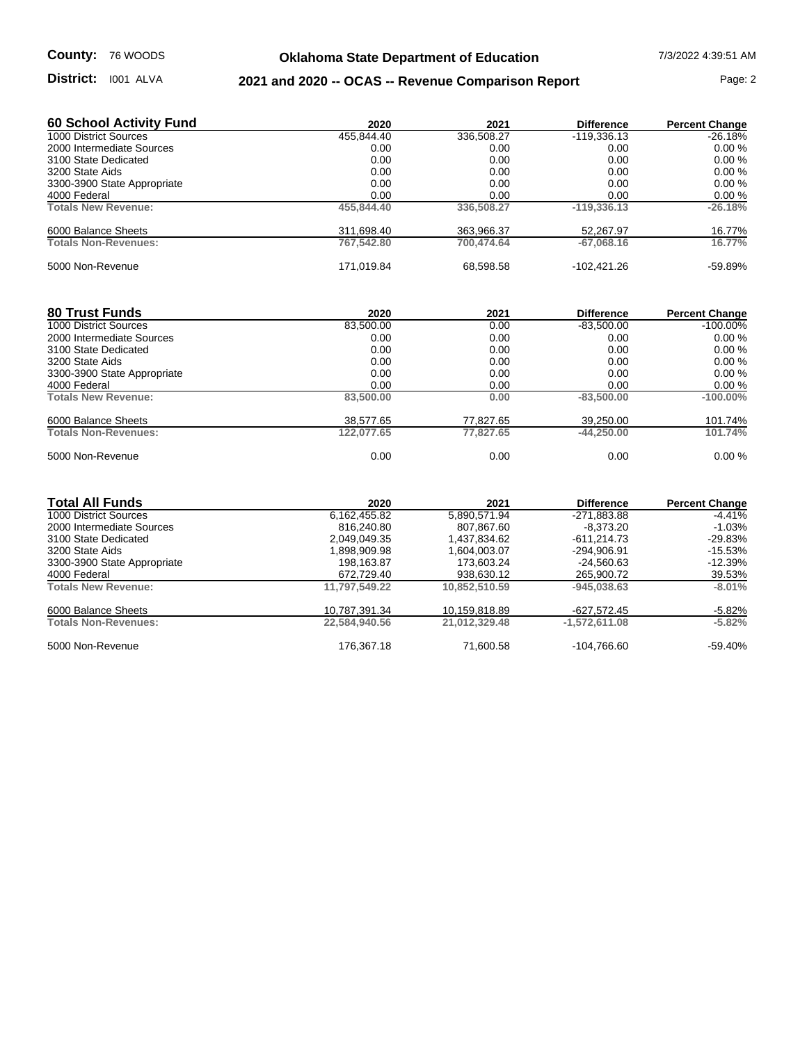| 60 School Activity Fund | 2020 | 2021 | Difference | Percent Change |
|---|---|---|---|---|
| 1000 District Sources | 455,844.40 | 336,508.27 | -119,336.13 | -26.18% |
| 2000 Intermediate Sources | 0.00 | 0.00 | 0.00 | 0.00 % |
| 3100 State Dedicated | 0.00 | 0.00 | 0.00 | 0.00 % |
| 3200 State Aids | 0.00 | 0.00 | 0.00 | 0.00 % |
| 3300-3900 State Appropriate | 0.00 | 0.00 | 0.00 | 0.00 % |
| 4000 Federal | 0.00 | 0.00 | 0.00 | 0.00 % |
| **Totals New Revenue:** | **455,844.40** | **336,508.27** | **-119,336.13** | **-26.18%** |
| 6000 Balance Sheets | 311,698.40 | 363,966.37 | 52,267.97 | 16.77% |
| **Totals Non-Revenues:** | **767,542.80** | **700,474.64** | **-67,068.16** | **16.77%** |
| 5000 Non-Revenue | 171,019.84 | 68,598.58 | -102,421.26 | -59.89% |

| 80 Trust Funds | 2020 | 2021 | Difference | Percent Change |
|---|---|---|---|---|
| 1000 District Sources | 83,500.00 | 0.00 | -83,500.00 | -100.00% |
| 2000 Intermediate Sources | 0.00 | 0.00 | 0.00 | 0.00 % |
| 3100 State Dedicated | 0.00 | 0.00 | 0.00 | 0.00 % |
| 3200 State Aids | 0.00 | 0.00 | 0.00 | 0.00 % |
| 3300-3900 State Appropriate | 0.00 | 0.00 | 0.00 | 0.00 % |
| 4000 Federal | 0.00 | 0.00 | 0.00 | 0.00 % |
| **Totals New Revenue:** | **83,500.00** | **0.00** | **-83,500.00** | **-100.00%** |
| 6000 Balance Sheets | 38,577.65 | 77,827.65 | 39,250.00 | 101.74% |
| **Totals Non-Revenues:** | **122,077.65** | **77,827.65** | **-44,250.00** | **101.74%** |
| 5000 Non-Revenue | 0.00 | 0.00 | 0.00 | 0.00 % |

| Total All Funds | 2020 | 2021 | Difference | Percent Change |
|---|---|---|---|---|
| 1000 District Sources | 6,162,455.82 | 5,890,571.94 | -271,883.88 | -4.41% |
| 2000 Intermediate Sources | 816,240.80 | 807,867.60 | -8,373.20 | -1.03% |
| 3100 State Dedicated | 2,049,049.35 | 1,437,834.62 | -611,214.73 | -29.83% |
| 3200 State Aids | 1,898,909.98 | 1,604,003.07 | -294,906.91 | -15.53% |
| 3300-3900 State Appropriate | 198,163.87 | 173,603.24 | -24,560.63 | -12.39% |
| 4000 Federal | 672,729.40 | 938,630.12 | 265,900.72 | 39.53% |
| **Totals New Revenue:** | **11,797,549.22** | **10,852,510.59** | **-945,038.63** | **-8.01%** |
| 6000 Balance Sheets | 10,787,391.34 | 10,159,818.89 | -627,572.45 | -5.82% |
| **Totals Non-Revenues:** | **22,584,940.56** | **21,012,329.48** | **-1,572,611.08** | **-5.82%** |
| 5000 Non-Revenue | 176,367.18 | 71,600.58 | -104,766.60 | -59.40% |